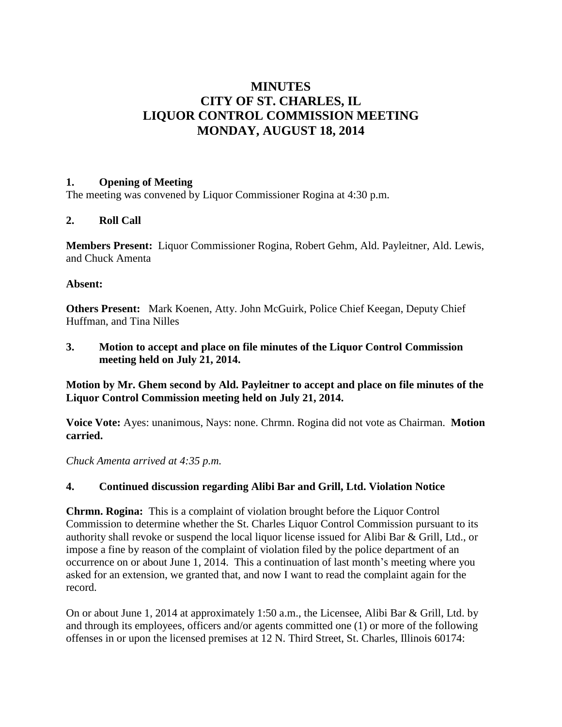# MINUTES
# CITY OF ST. CHARLES, IL
# LIQUOR CONTROL COMMISSION MEETING
# MONDAY, AUGUST 18, 2014

**1. Opening of Meeting**

The meeting was convened by Liquor Commissioner Rogina at 4:30 p.m.

**2. Roll Call**

**Members Present:** Liquor Commissioner Rogina, Robert Gehm, Ald. Payleitner, Ald. Lewis, and Chuck Amenta

**Absent:**

**Others Present:** Mark Koenen, Atty. John McGuirk, Police Chief Keegan, Deputy Chief Huffman, and Tina Nilles

**3. Motion to accept and place on file minutes of the Liquor Control Commission meeting held on July 21, 2014.**

**Motion by Mr. Ghem second by Ald. Payleitner to accept and place on file minutes of the Liquor Control Commission meeting held on July 21, 2014.**

**Voice Vote:** Ayes: unanimous, Nays: none. Chrmn. Rogina did not vote as Chairman. **Motion carried.**

*Chuck Amenta arrived at 4:35 p.m.*

**4. Continued discussion regarding Alibi Bar and Grill, Ltd. Violation Notice**

**Chrmn. Rogina:** This is a complaint of violation brought before the Liquor Control Commission to determine whether the St. Charles Liquor Control Commission pursuant to its authority shall revoke or suspend the local liquor license issued for Alibi Bar & Grill, Ltd., or impose a fine by reason of the complaint of violation filed by the police department of an occurrence on or about June 1, 2014. This a continuation of last month's meeting where you asked for an extension, we granted that, and now I want to read the complaint again for the record.

On or about June 1, 2014 at approximately 1:50 a.m., the Licensee, Alibi Bar & Grill, Ltd. by and through its employees, officers and/or agents committed one (1) or more of the following offenses in or upon the licensed premises at 12 N. Third Street, St. Charles, Illinois 60174: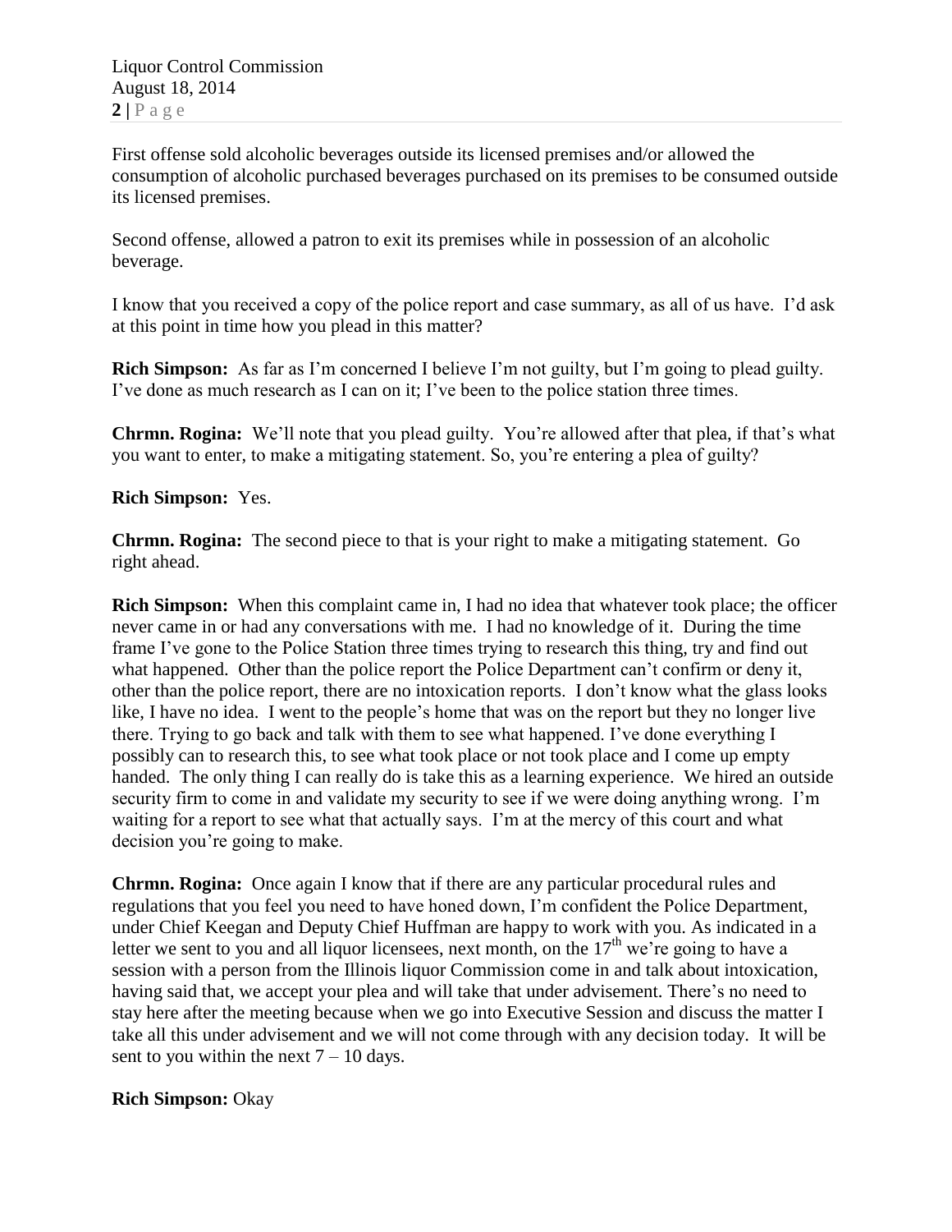First offense sold alcoholic beverages outside its licensed premises and/or allowed the consumption of alcoholic purchased beverages purchased on its premises to be consumed outside its licensed premises.

Second offense, allowed a patron to exit its premises while in possession of an alcoholic beverage.

I know that you received a copy of the police report and case summary, as all of us have. I'd ask at this point in time how you plead in this matter?

**Rich Simpson:** As far as I'm concerned I believe I'm not guilty, but I'm going to plead guilty. I've done as much research as I can on it; I've been to the police station three times.

**Chrmn. Rogina:** We'll note that you plead guilty. You're allowed after that plea, if that's what you want to enter, to make a mitigating statement. So, you're entering a plea of guilty?

**Rich Simpson:** Yes.

**Chrmn. Rogina:** The second piece to that is your right to make a mitigating statement. Go right ahead.

**Rich Simpson:** When this complaint came in, I had no idea that whatever took place; the officer never came in or had any conversations with me. I had no knowledge of it. During the time frame I've gone to the Police Station three times trying to research this thing, try and find out what happened. Other than the police report the Police Department can't confirm or deny it, other than the police report, there are no intoxication reports. I don't know what the glass looks like, I have no idea. I went to the people's home that was on the report but they no longer live there. Trying to go back and talk with them to see what happened. I've done everything I possibly can to research this, to see what took place or not took place and I come up empty handed. The only thing I can really do is take this as a learning experience. We hired an outside security firm to come in and validate my security to see if we were doing anything wrong. I'm waiting for a report to see what that actually says. I'm at the mercy of this court and what decision you're going to make.

**Chrmn. Rogina:** Once again I know that if there are any particular procedural rules and regulations that you feel you need to have honed down, I'm confident the Police Department, under Chief Keegan and Deputy Chief Huffman are happy to work with you. As indicated in a letter we sent to you and all liquor licensees, next month, on the 17th we're going to have a session with a person from the Illinois liquor Commission come in and talk about intoxication, having said that, we accept your plea and will take that under advisement. There's no need to stay here after the meeting because when we go into Executive Session and discuss the matter I take all this under advisement and we will not come through with any decision today. It will be sent to you within the next 7 – 10 days.

**Rich Simpson:** Okay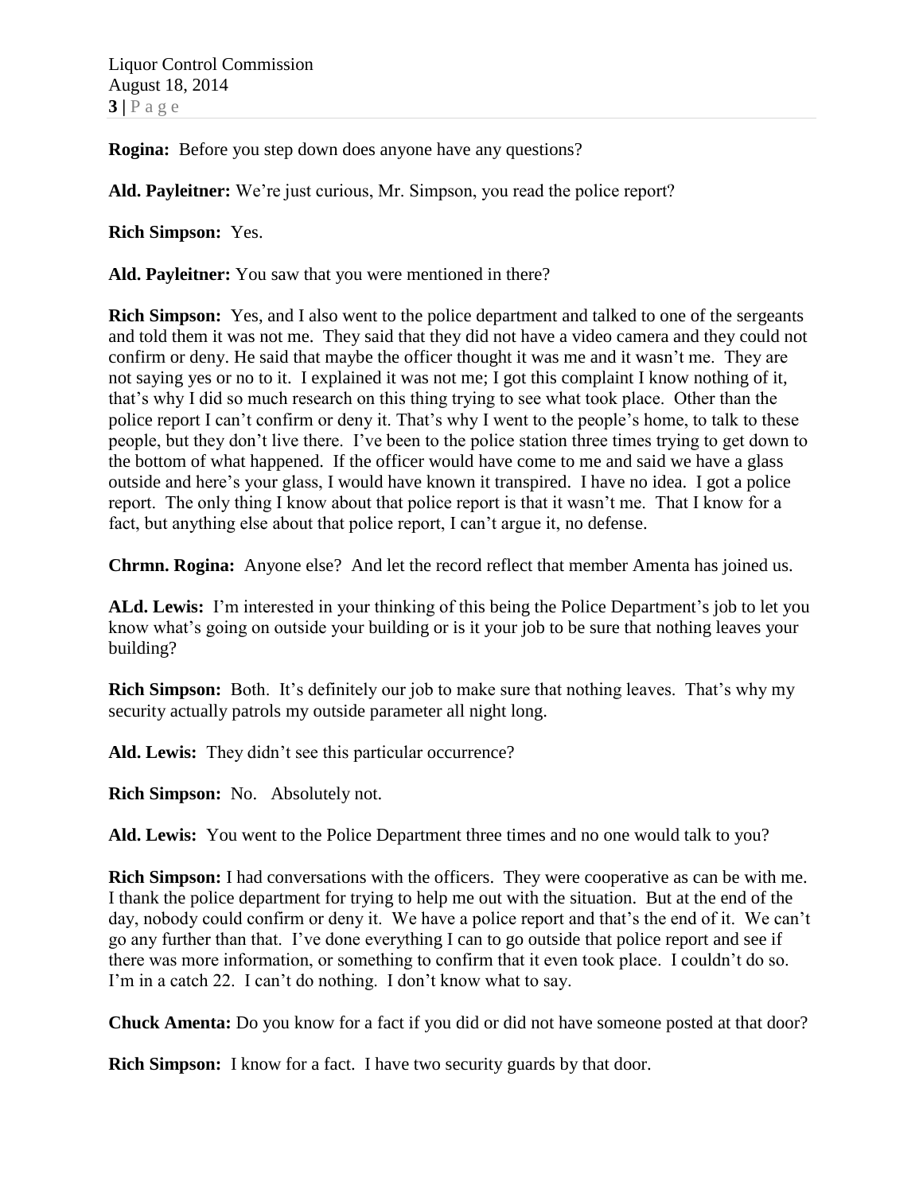**Rogina:** Before you step down does anyone have any questions?

**Ald. Payleitner:** We're just curious, Mr. Simpson, you read the police report?

**Rich Simpson:** Yes.

**Ald. Payleitner:** You saw that you were mentioned in there?

**Rich Simpson:** Yes, and I also went to the police department and talked to one of the sergeants and told them it was not me. They said that they did not have a video camera and they could not confirm or deny. He said that maybe the officer thought it was me and it wasn't me. They are not saying yes or no to it. I explained it was not me; I got this complaint I know nothing of it, that's why I did so much research on this thing trying to see what took place. Other than the police report I can't confirm or deny it. That's why I went to the people's home, to talk to these people, but they don't live there. I've been to the police station three times trying to get down to the bottom of what happened. If the officer would have come to me and said we have a glass outside and here's your glass, I would have known it transpired. I have no idea. I got a police report. The only thing I know about that police report is that it wasn't me. That I know for a fact, but anything else about that police report, I can't argue it, no defense.

**Chrmn. Rogina:** Anyone else? And let the record reflect that member Amenta has joined us.

**ALd. Lewis:** I'm interested in your thinking of this being the Police Department's job to let you know what's going on outside your building or is it your job to be sure that nothing leaves your building?

**Rich Simpson:** Both. It's definitely our job to make sure that nothing leaves. That's why my security actually patrols my outside parameter all night long.

**Ald. Lewis:** They didn't see this particular occurrence?

**Rich Simpson:** No. Absolutely not.

**Ald. Lewis:** You went to the Police Department three times and no one would talk to you?

**Rich Simpson:** I had conversations with the officers. They were cooperative as can be with me. I thank the police department for trying to help me out with the situation. But at the end of the day, nobody could confirm or deny it. We have a police report and that's the end of it. We can't go any further than that. I've done everything I can to go outside that police report and see if there was more information, or something to confirm that it even took place. I couldn't do so. I'm in a catch 22. I can't do nothing. I don't know what to say.

**Chuck Amenta:** Do you know for a fact if you did or did not have someone posted at that door?

**Rich Simpson:** I know for a fact. I have two security guards by that door.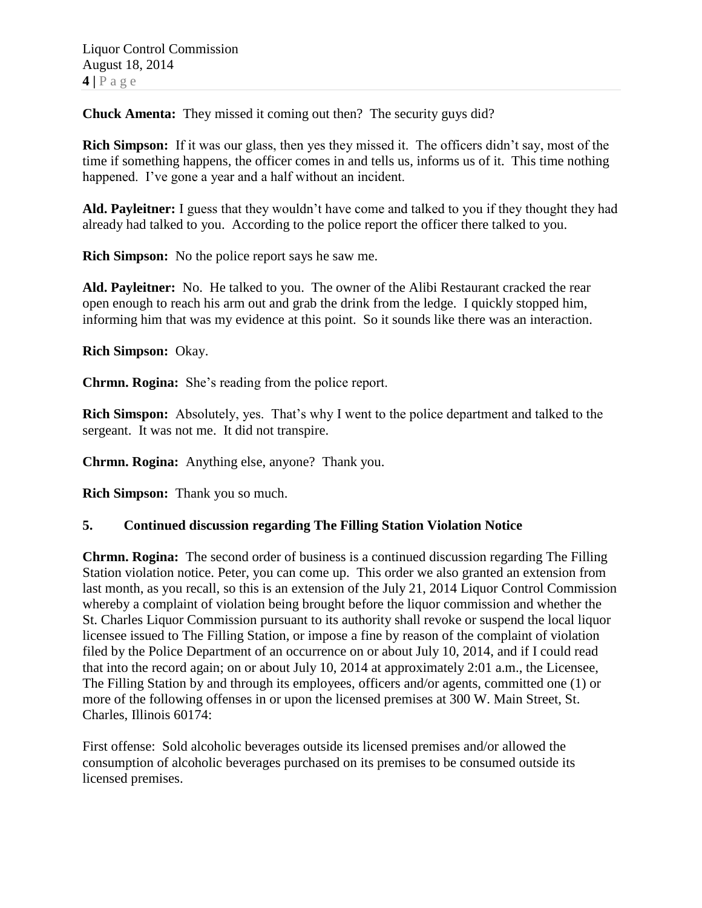**Chuck Amenta:** They missed it coming out then? The security guys did?

**Rich Simpson:** If it was our glass, then yes they missed it. The officers didn't say, most of the time if something happens, the officer comes in and tells us, informs us of it. This time nothing happened. I've gone a year and a half without an incident.

**Ald. Payleitner:** I guess that they wouldn't have come and talked to you if they thought they had already had talked to you. According to the police report the officer there talked to you.

**Rich Simpson:** No the police report says he saw me.

**Ald. Payleitner:** No. He talked to you. The owner of the Alibi Restaurant cracked the rear open enough to reach his arm out and grab the drink from the ledge. I quickly stopped him, informing him that was my evidence at this point. So it sounds like there was an interaction.

**Rich Simpson:** Okay.

**Chrmn. Rogina:** She's reading from the police report.

**Rich Simspon:** Absolutely, yes. That's why I went to the police department and talked to the sergeant. It was not me. It did not transpire.

**Chrmn. Rogina:** Anything else, anyone? Thank you.

**Rich Simpson:** Thank you so much.

**5. Continued discussion regarding The Filling Station Violation Notice**

**Chrmn. Rogina:** The second order of business is a continued discussion regarding The Filling Station violation notice. Peter, you can come up. This order we also granted an extension from last month, as you recall, so this is an extension of the July 21, 2014 Liquor Control Commission whereby a complaint of violation being brought before the liquor commission and whether the St. Charles Liquor Commission pursuant to its authority shall revoke or suspend the local liquor licensee issued to The Filling Station, or impose a fine by reason of the complaint of violation filed by the Police Department of an occurrence on or about July 10, 2014, and if I could read that into the record again; on or about July 10, 2014 at approximately 2:01 a.m., the Licensee, The Filling Station by and through its employees, officers and/or agents, committed one (1) or more of the following offenses in or upon the licensed premises at 300 W. Main Street, St. Charles, Illinois 60174:

First offense: Sold alcoholic beverages outside its licensed premises and/or allowed the consumption of alcoholic beverages purchased on its premises to be consumed outside its licensed premises.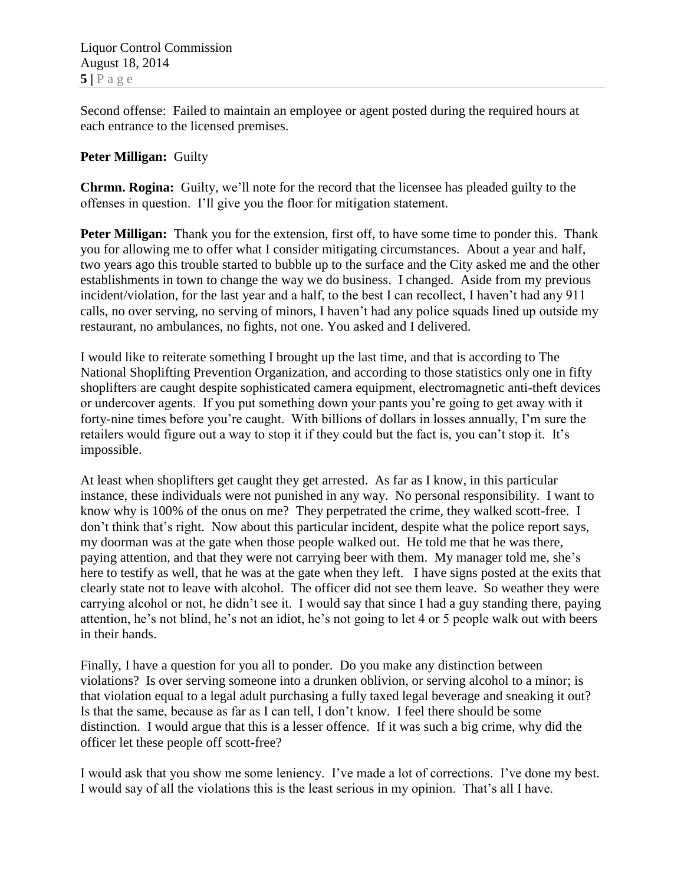Second offense: Failed to maintain an employee or agent posted during the required hours at each entrance to the licensed premises.

**Peter Milligan:** Guilty

**Chrmn. Rogina:** Guilty, we'll note for the record that the licensee has pleaded guilty to the offenses in question. I'll give you the floor for mitigation statement.

**Peter Milligan:** Thank you for the extension, first off, to have some time to ponder this. Thank you for allowing me to offer what I consider mitigating circumstances. About a year and half, two years ago this trouble started to bubble up to the surface and the City asked me and the other establishments in town to change the way we do business. I changed. Aside from my previous incident/violation, for the last year and a half, to the best I can recollect, I haven't had any 911 calls, no over serving, no serving of minors, I haven't had any police squads lined up outside my restaurant, no ambulances, no fights, not one. You asked and I delivered.

I would like to reiterate something I brought up the last time, and that is according to The National Shoplifting Prevention Organization, and according to those statistics only one in fifty shoplifters are caught despite sophisticated camera equipment, electromagnetic anti-theft devices or undercover agents. If you put something down your pants you're going to get away with it forty-nine times before you're caught. With billions of dollars in losses annually, I'm sure the retailers would figure out a way to stop it if they could but the fact is, you can't stop it. It's impossible.

At least when shoplifters get caught they get arrested. As far as I know, in this particular instance, these individuals were not punished in any way. No personal responsibility. I want to know why is 100% of the onus on me? They perpetrated the crime, they walked scott-free. I don't think that's right. Now about this particular incident, despite what the police report says, my doorman was at the gate when those people walked out. He told me that he was there, paying attention, and that they were not carrying beer with them. My manager told me, she's here to testify as well, that he was at the gate when they left. I have signs posted at the exits that clearly state not to leave with alcohol. The officer did not see them leave. So weather they were carrying alcohol or not, he didn't see it. I would say that since I had a guy standing there, paying attention, he's not blind, he's not an idiot, he's not going to let 4 or 5 people walk out with beers in their hands.

Finally, I have a question for you all to ponder. Do you make any distinction between violations? Is over serving someone into a drunken oblivion, or serving alcohol to a minor; is that violation equal to a legal adult purchasing a fully taxed legal beverage and sneaking it out? Is that the same, because as far as I can tell, I don't know. I feel there should be some distinction. I would argue that this is a lesser offence. If it was such a big crime, why did the officer let these people off scott-free?

I would ask that you show me some leniency. I've made a lot of corrections. I've done my best. I would say of all the violations this is the least serious in my opinion. That's all I have.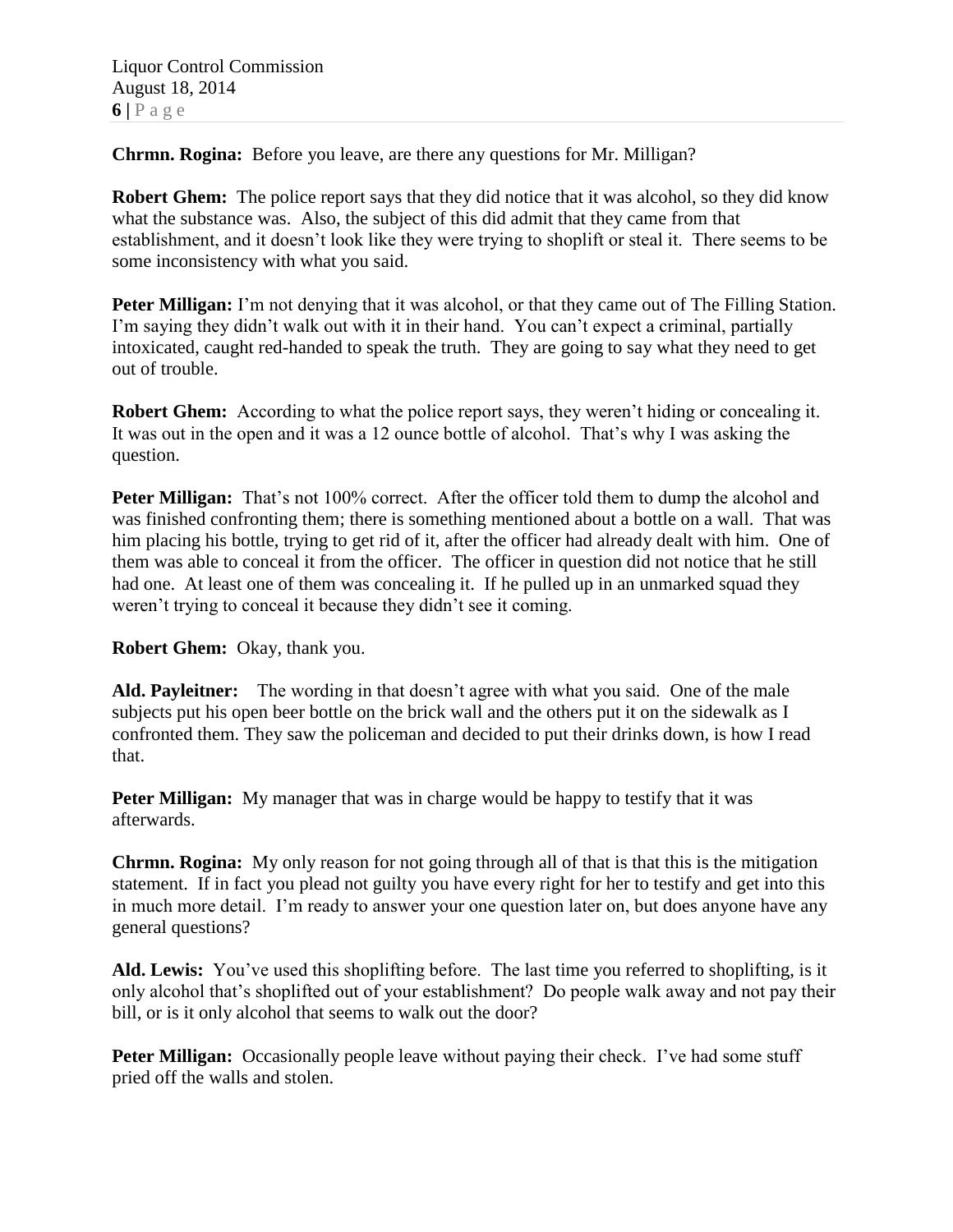**Chrmn. Rogina:** Before you leave, are there any questions for Mr. Milligan?

**Robert Ghem:** The police report says that they did notice that it was alcohol, so they did know what the substance was. Also, the subject of this did admit that they came from that establishment, and it doesn't look like they were trying to shoplift or steal it. There seems to be some inconsistency with what you said.

**Peter Milligan:** I'm not denying that it was alcohol, or that they came out of The Filling Station. I'm saying they didn't walk out with it in their hand. You can't expect a criminal, partially intoxicated, caught red-handed to speak the truth. They are going to say what they need to get out of trouble.

**Robert Ghem:** According to what the police report says, they weren't hiding or concealing it. It was out in the open and it was a 12 ounce bottle of alcohol. That's why I was asking the question.

**Peter Milligan:** That's not 100% correct. After the officer told them to dump the alcohol and was finished confronting them; there is something mentioned about a bottle on a wall. That was him placing his bottle, trying to get rid of it, after the officer had already dealt with him. One of them was able to conceal it from the officer. The officer in question did not notice that he still had one. At least one of them was concealing it. If he pulled up in an unmarked squad they weren't trying to conceal it because they didn't see it coming.

**Robert Ghem:** Okay, thank you.

**Ald. Payleitner:** The wording in that doesn't agree with what you said. One of the male subjects put his open beer bottle on the brick wall and the others put it on the sidewalk as I confronted them. They saw the policeman and decided to put their drinks down, is how I read that.

**Peter Milligan:** My manager that was in charge would be happy to testify that it was afterwards.

**Chrmn. Rogina:** My only reason for not going through all of that is that this is the mitigation statement. If in fact you plead not guilty you have every right for her to testify and get into this in much more detail. I'm ready to answer your one question later on, but does anyone have any general questions?

**Ald. Lewis:** You've used this shoplifting before. The last time you referred to shoplifting, is it only alcohol that's shoplifted out of your establishment? Do people walk away and not pay their bill, or is it only alcohol that seems to walk out the door?

**Peter Milligan:** Occasionally people leave without paying their check. I've had some stuff pried off the walls and stolen.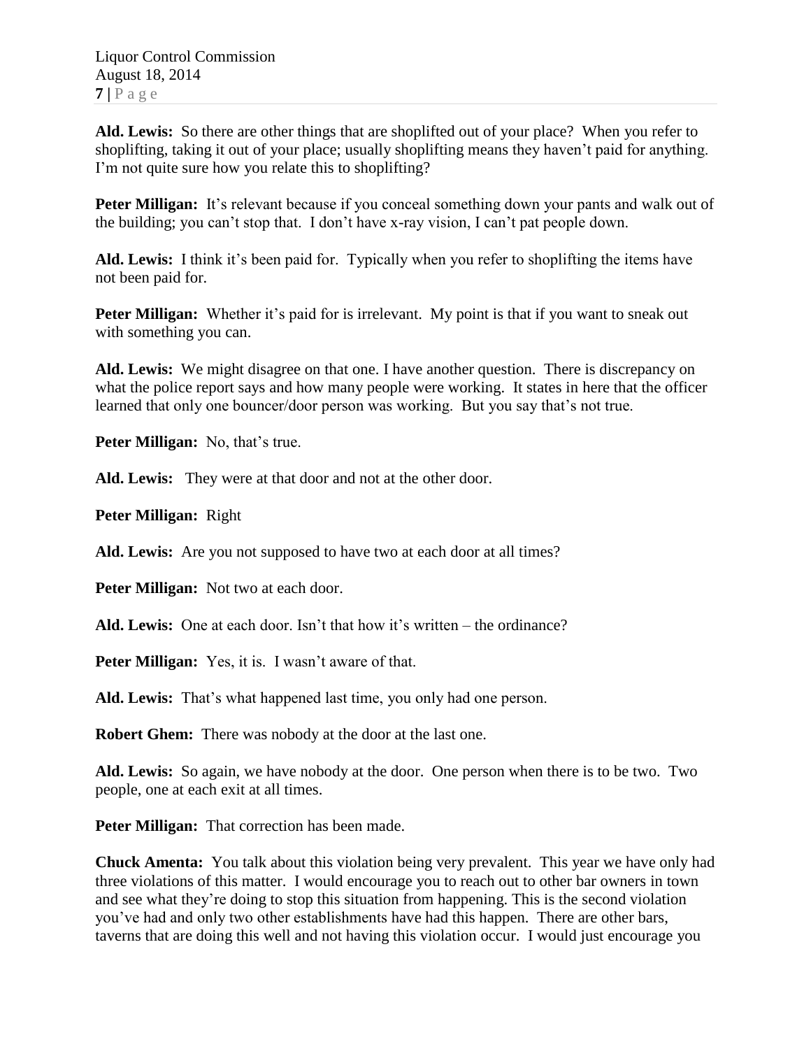**Ald. Lewis:** So there are other things that are shoplifted out of your place? When you refer to shoplifting, taking it out of your place; usually shoplifting means they haven't paid for anything. I'm not quite sure how you relate this to shoplifting?

**Peter Milligan:** It's relevant because if you conceal something down your pants and walk out of the building; you can't stop that. I don't have x-ray vision, I can't pat people down.

**Ald. Lewis:** I think it's been paid for. Typically when you refer to shoplifting the items have not been paid for.

**Peter Milligan:** Whether it's paid for is irrelevant. My point is that if you want to sneak out with something you can.

**Ald. Lewis:** We might disagree on that one. I have another question. There is discrepancy on what the police report says and how many people were working. It states in here that the officer learned that only one bouncer/door person was working. But you say that's not true.

**Peter Milligan:** No, that's true.

**Ald. Lewis:** They were at that door and not at the other door.

**Peter Milligan:** Right

**Ald. Lewis:** Are you not supposed to have two at each door at all times?

**Peter Milligan:** Not two at each door.

**Ald. Lewis:** One at each door. Isn't that how it's written – the ordinance?

**Peter Milligan:** Yes, it is. I wasn't aware of that.

**Ald. Lewis:** That's what happened last time, you only had one person.

**Robert Ghem:** There was nobody at the door at the last one.

**Ald. Lewis:** So again, we have nobody at the door. One person when there is to be two. Two people, one at each exit at all times.

**Peter Milligan:** That correction has been made.

**Chuck Amenta:** You talk about this violation being very prevalent. This year we have only had three violations of this matter. I would encourage you to reach out to other bar owners in town and see what they're doing to stop this situation from happening. This is the second violation you've had and only two other establishments have had this happen. There are other bars, taverns that are doing this well and not having this violation occur. I would just encourage you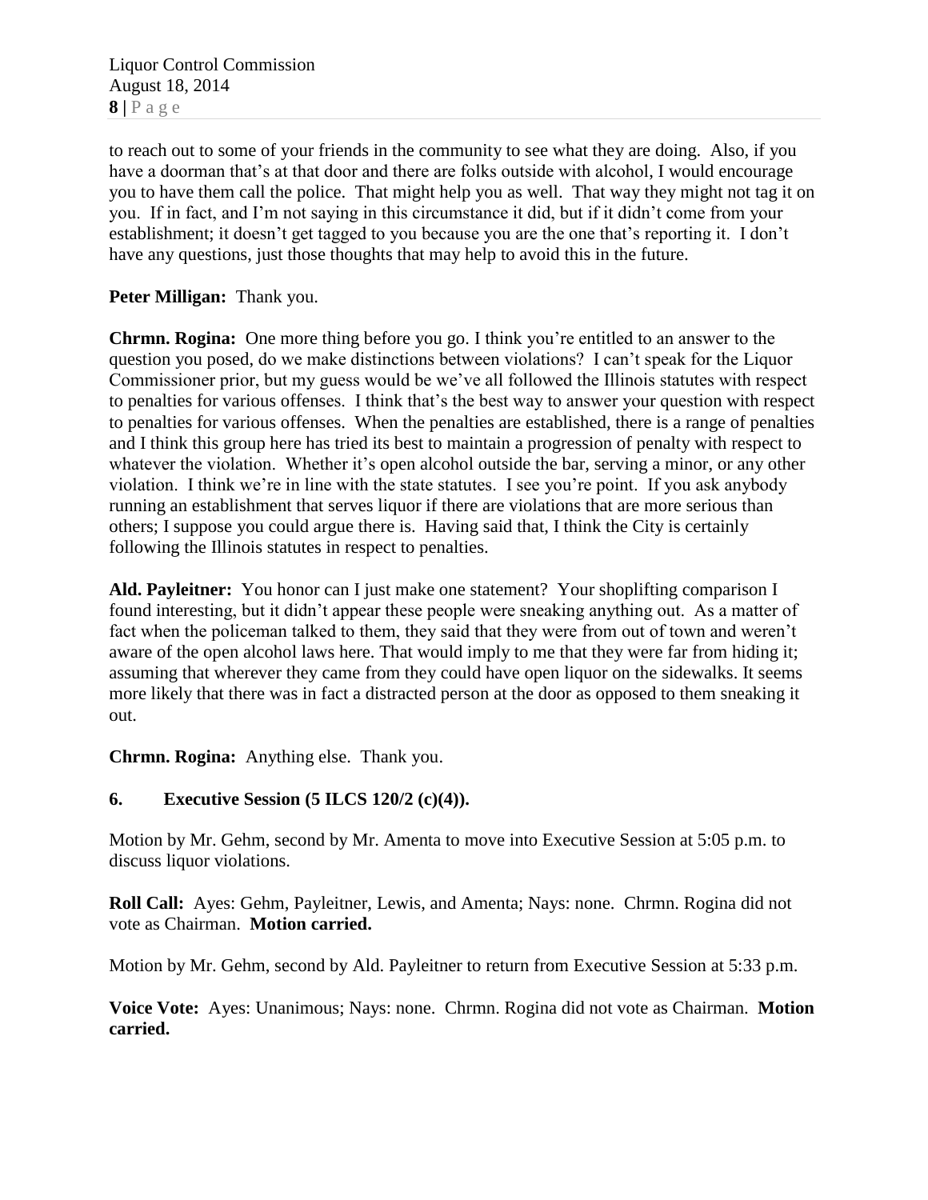to reach out to some of your friends in the community to see what they are doing. Also, if you have a doorman that's at that door and there are folks outside with alcohol, I would encourage you to have them call the police. That might help you as well. That way they might not tag it on you. If in fact, and I'm not saying in this circumstance it did, but if it didn't come from your establishment; it doesn't get tagged to you because you are the one that's reporting it. I don't have any questions, just those thoughts that may help to avoid this in the future.

**Peter Milligan:** Thank you.

**Chrmn. Rogina:** One more thing before you go. I think you're entitled to an answer to the question you posed, do we make distinctions between violations? I can't speak for the Liquor Commissioner prior, but my guess would be we've all followed the Illinois statutes with respect to penalties for various offenses. I think that's the best way to answer your question with respect to penalties for various offenses. When the penalties are established, there is a range of penalties and I think this group here has tried its best to maintain a progression of penalty with respect to whatever the violation. Whether it's open alcohol outside the bar, serving a minor, or any other violation. I think we're in line with the state statutes. I see you're point. If you ask anybody running an establishment that serves liquor if there are violations that are more serious than others; I suppose you could argue there is. Having said that, I think the City is certainly following the Illinois statutes in respect to penalties.

**Ald. Payleitner:** You honor can I just make one statement? Your shoplifting comparison I found interesting, but it didn't appear these people were sneaking anything out. As a matter of fact when the policeman talked to them, they said that they were from out of town and weren't aware of the open alcohol laws here. That would imply to me that they were far from hiding it; assuming that wherever they came from they could have open liquor on the sidewalks. It seems more likely that there was in fact a distracted person at the door as opposed to them sneaking it out.

**Chrmn. Rogina:** Anything else. Thank you.

## 6. Executive Session (5 ILCS 120/2 (c)(4)).

Motion by Mr. Gehm, second by Mr. Amenta to move into Executive Session at 5:05 p.m. to discuss liquor violations.

**Roll Call:** Ayes: Gehm, Payleitner, Lewis, and Amenta; Nays: none. Chrmn. Rogina did not vote as Chairman. **Motion carried.**

Motion by Mr. Gehm, second by Ald. Payleitner to return from Executive Session at 5:33 p.m.

**Voice Vote:** Ayes: Unanimous; Nays: none. Chrmn. Rogina did not vote as Chairman. **Motion carried.**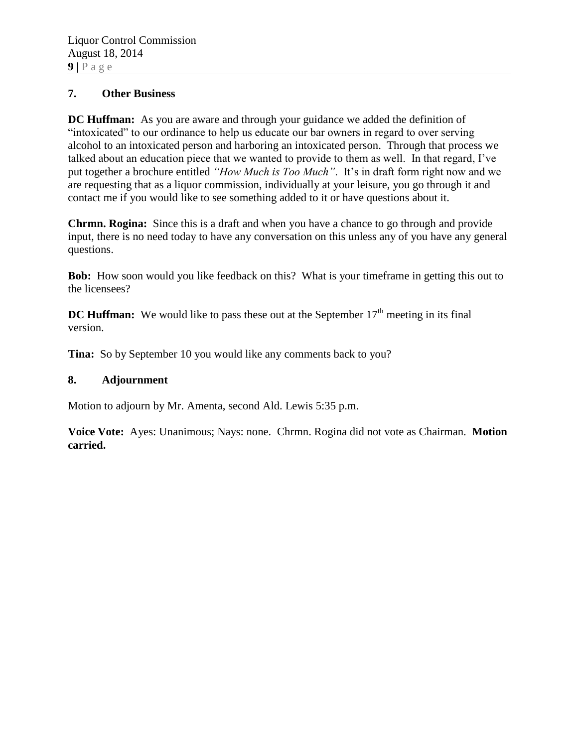## 7. Other Business

**DC Huffman:** As you are aware and through your guidance we added the definition of "intoxicated" to our ordinance to help us educate our bar owners in regard to over serving alcohol to an intoxicated person and harboring an intoxicated person. Through that process we talked about an education piece that we wanted to provide to them as well. In that regard, I've put together a brochure entitled *"How Much is Too Much"*. It's in draft form right now and we are requesting that as a liquor commission, individually at your leisure, you go through it and contact me if you would like to see something added to it or have questions about it.

**Chrmn. Rogina:** Since this is a draft and when you have a chance to go through and provide input, there is no need today to have any conversation on this unless any of you have any general questions.

**Bob:** How soon would you like feedback on this? What is your timeframe in getting this out to the licensees?

**DC Huffman:** We would like to pass these out at the September 17th meeting in its final version.

**Tina:** So by September 10 you would like any comments back to you?

## 8. Adjournment

Motion to adjourn by Mr. Amenta, second Ald. Lewis 5:35 p.m.

**Voice Vote:** Ayes: Unanimous; Nays: none. Chrmn. Rogina did not vote as Chairman. **Motion carried.**